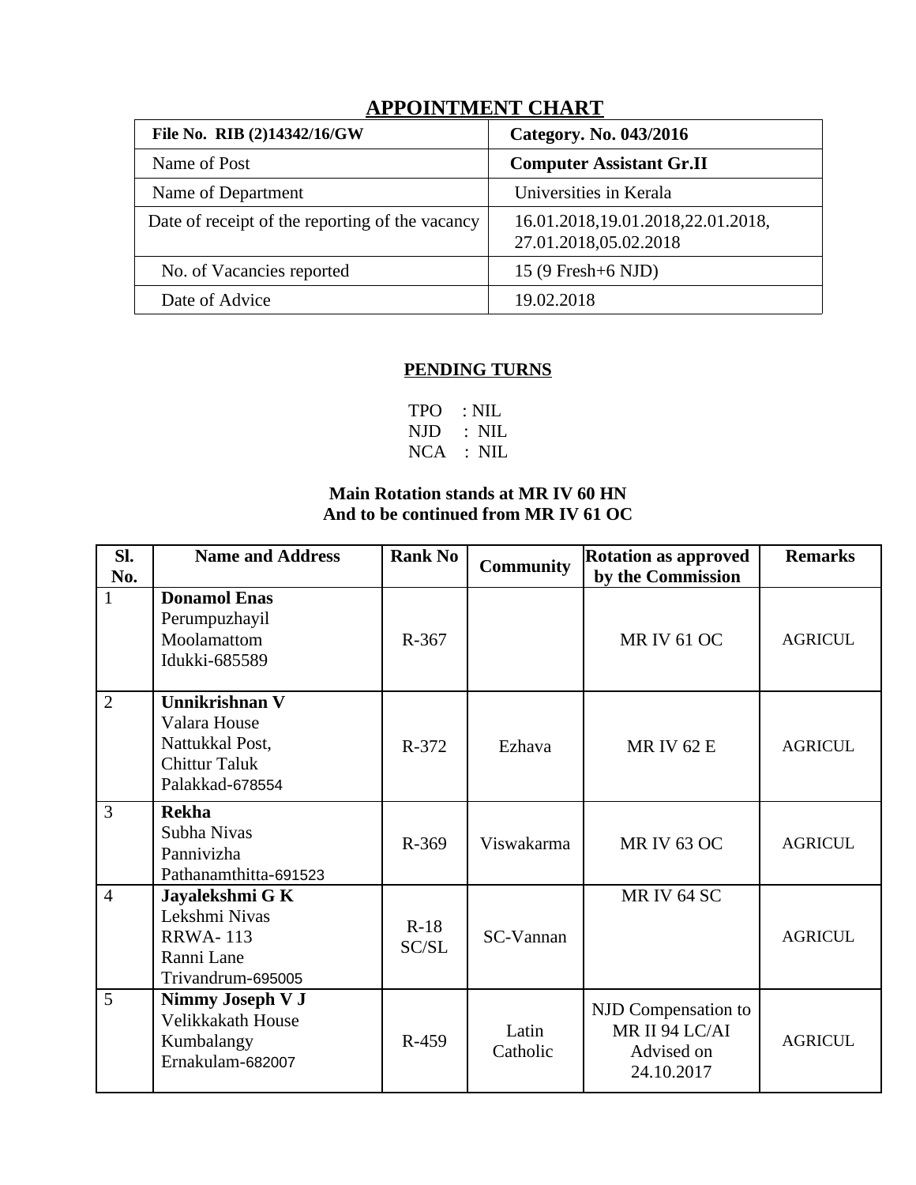# APPOINTMENT CHART

| File No. RIB (2)14342/16/GW | Category. No. 043/2016 |
|---|---|
| Name of Post | **Computer Assistant Gr.II** |
| Name of Department | Universities in Kerala |
| Date of receipt of the reporting of the vacancy | 16.01.2018,19.01.2018,22.01.2018, 27.01.2018,05.02.2018 |
| No. of Vacancies reported | 15 (9 Fresh+6 NJD) |
| Date of Advice | 19.02.2018 |

**PENDING TURNS**

TPO : NIL
NJD : NIL
NCA : NIL

**Main Rotation stands at MR IV 60 HN**
**And to be continued from MR IV 61 OC**

| Sl. No. | Name and Address | Rank No | Community | Rotation as approved by the Commission | Remarks |
|---|---|---|---|---|---|
| 1 | **Donamol Enas** Perumpuzhayil Moolamattom Idukki-685589 | R-367 | | MR IV 61 OC | AGRICUL |
| 2 | **Unnikrishnan V** Valara House Nattukkal Post, Chittur Taluk Palakkad-678554 | R-372 | Ezhava | MR IV 62 E | AGRICUL |
| 3 | **Rekha** Subha Nivas Pannivizha Pathanamthitta-691523 | R-369 | Viswakarma | MR IV 63 OC | AGRICUL |
| 4 | **Jayalekshmi G K** Lekshmi Nivas RRWA- 113 Ranni Lane Trivandrum-695005 | R-18 SC/SL | SC-Vannan | MR IV 64 SC | AGRICUL |
| 5 | **Nimmy Joseph V J** Velikkakath House Kumbalangy Ernakulam-682007 | R-459 | Latin Catholic | NJD Compensation to MR II 94 LC/AI Advised on 24.10.2017 | AGRICUL |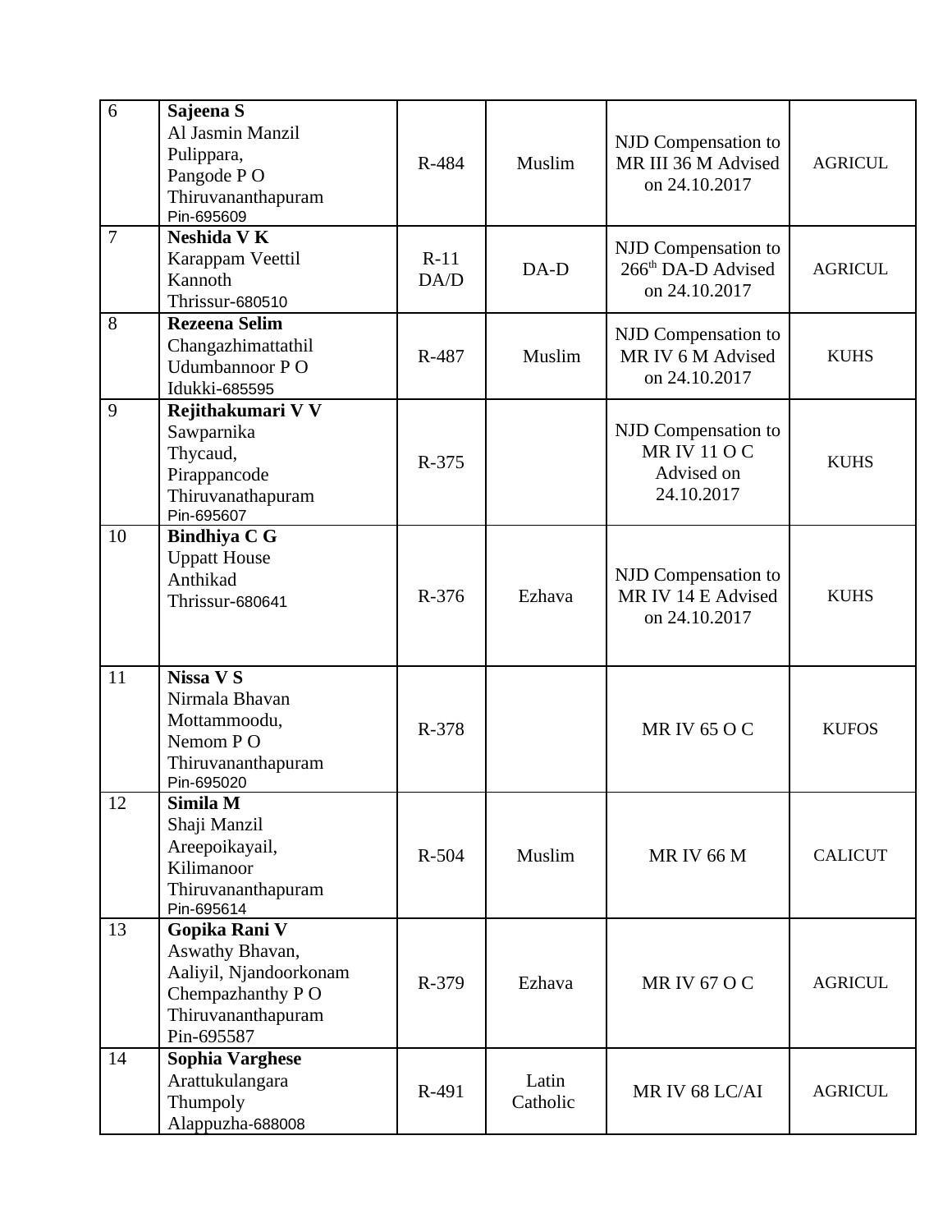| 6 | **Sajeena S**<br>Al Jasmin Manzil<br>Pulippara,<br>Pangode P O<br>Thiruvananthapuram<br>Pin-695609 | R-484 | Muslim | NJD Compensation to MR III 36 M Advised on 24.10.2017 | AGRICUL |
|---|---|---|---|---|---|
| 7 | **Neshida V K**<br>Karappam Veettil<br>Kannoth<br>Thrissur-680510 | R-11 DA/D | DA-D | NJD Compensation to 266th DA-D Advised on 24.10.2017 | AGRICUL |
| 8 | **Rezeena Selim**<br>Changazhimattathil<br>Udumbannoor P O<br>Idukki-685595 | R-487 | Muslim | NJD Compensation to MR IV 6 M Advised on 24.10.2017 | KUHS |
| 9 | **Rejithakumari V V**<br>Sawparnika<br>Thycaud,<br>Pirappancode<br>Thiruvanathapuram<br>Pin-695607 | R-375 | | NJD Compensation to MR IV 11 O C Advised on 24.10.2017 | KUHS |
| 10 | **Bindhiya C G**<br>Uppatt House<br>Anthikad<br>Thrissur-680641 | R-376 | Ezhava | NJD Compensation to MR IV 14 E Advised on 24.10.2017 | KUHS |
| 11 | **Nissa V S**<br>Nirmala Bhavan<br>Mottammoodu,<br>Nemom P O<br>Thiruvananthapuram<br>Pin-695020 | R-378 | | MR IV 65 O C | KUFOS |
| 12 | **Simila M**<br>Shaji Manzil<br>Areepoikayail,<br>Kilimanoor<br>Thiruvananthapuram<br>Pin-695614 | R-504 | Muslim | MR IV 66 M | CALICUT |
| 13 | **Gopika Rani V**<br>Aswathy Bhavan,<br>Aaliyil, Njandoorkonam<br>Chempazhanthy P O<br>Thiruvananthapuram<br>Pin-695587 | R-379 | Ezhava | MR IV 67 O C | AGRICUL |
| 14 | **Sophia Varghese**<br>Arattukulangara<br>Thumpoly<br>Alappuzha-688008 | R-491 | Latin Catholic | MR IV 68 LC/AI | AGRICUL |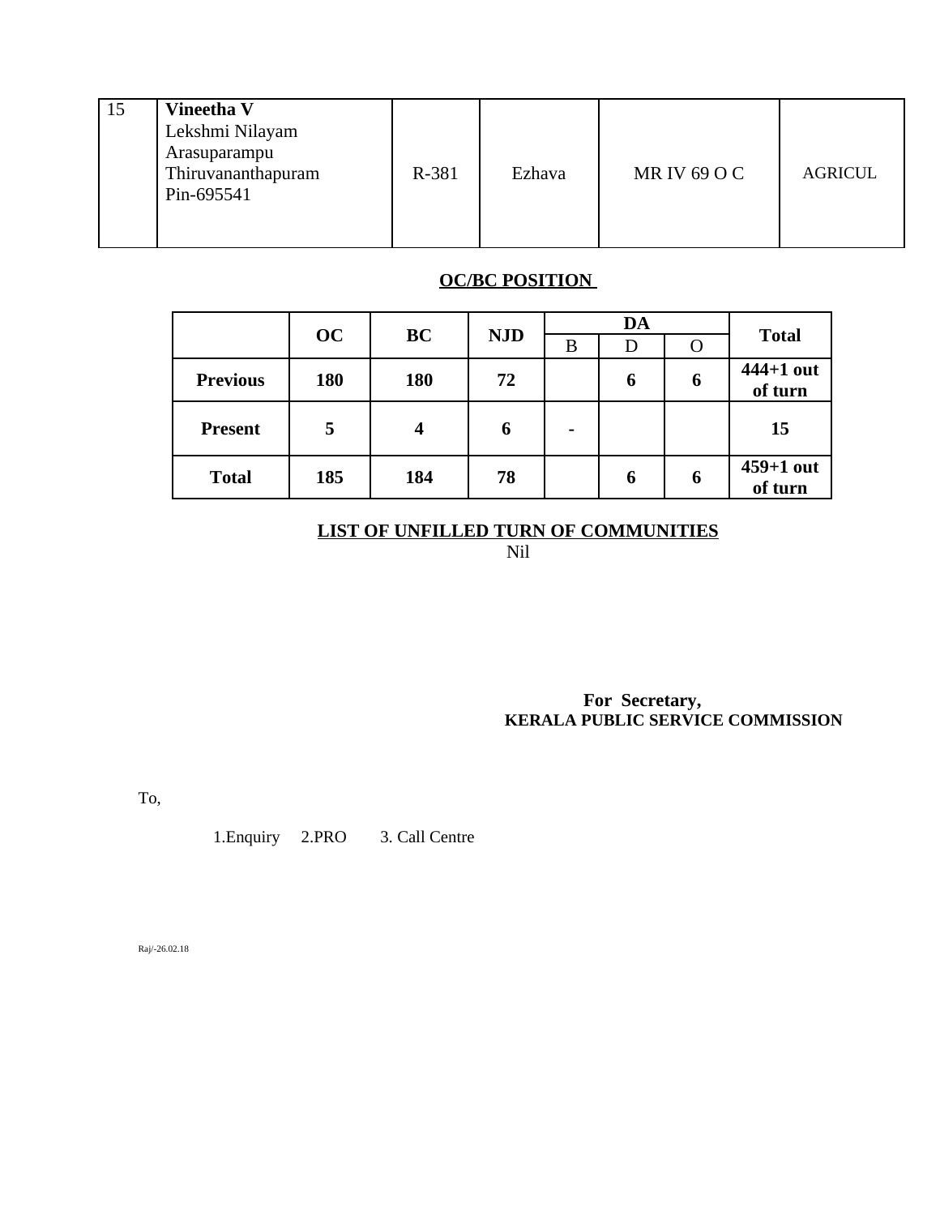| | | | | | |
|---|---|---|---|---|---|
| 15 | **Vineetha V**<br>Lekshmi Nilayam<br>Arasuparampu<br>Thiruvananthapuram<br>Pin-695541 | R-381 | Ezhava | MR IV 69 O C | AGRICUL |

**OC/BC POSITION**

| | OC | BC | NJD | DA | | | Total |
|---|---|---|---|---|---|---|---|
| | | | | B | D | O | |
| **Previous** | **180** | **180** | **72** | | **6** | **6** | **444+1 out of turn** |
| **Present** | **5** | **4** | **6** | **-** | | | **15** |
| **Total** | **185** | **184** | **78** | | **6** | **6** | **459+1 out of turn** |

**LIST OF UNFILLED TURN OF COMMUNITIES**

Nil

**For Secretary,**
**KERALA PUBLIC SERVICE COMMISSION**

To,

1.Enquiry 2.PRO 3. Call Centre

Raj/-26.02.18